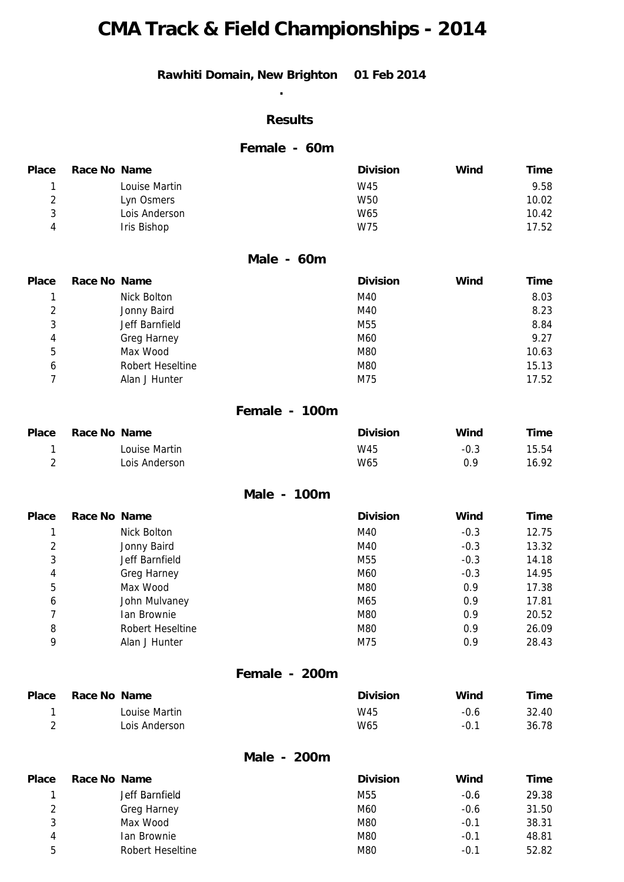# CMA Track & Field Championships - 2014

**Rawhiti Domain, New Brighton 01 Feb 2014**

.

### Results

### Female - 60m

| Place | Race No | Name | Division | Wind | Time |
|---|---|---|---|---|---|
| 1 | | Louise Martin | W45 | | 9.58 |
| 2 | | Lyn Osmers | W50 | | 10.02 |
| 3 | | Lois Anderson | W65 | | 10.42 |
| 4 | | Iris Bishop | W75 | | 17.52 |

### Male - 60m

| Place | Race No | Name | Division | Wind | Time |
|---|---|---|---|---|---|
| 1 | | Nick Bolton | M40 | | 8.03 |
| 2 | | Jonny Baird | M40 | | 8.23 |
| 3 | | Jeff Barnfield | M55 | | 8.84 |
| 4 | | Greg Harney | M60 | | 9.27 |
| 5 | | Max Wood | M80 | | 10.63 |
| 6 | | Robert Heseltine | M80 | | 15.13 |
| 7 | | Alan J Hunter | M75 | | 17.52 |

### Female - 100m

| Place | Race No | Name | Division | Wind | Time |
|---|---|---|---|---|---|
| 1 | | Louise Martin | W45 | -0.3 | 15.54 |
| 2 | | Lois Anderson | W65 | 0.9 | 16.92 |

### Male - 100m

| Place | Race No | Name | Division | Wind | Time |
|---|---|---|---|---|---|
| 1 | | Nick Bolton | M40 | -0.3 | 12.75 |
| 2 | | Jonny Baird | M40 | -0.3 | 13.32 |
| 3 | | Jeff Barnfield | M55 | -0.3 | 14.18 |
| 4 | | Greg Harney | M60 | -0.3 | 14.95 |
| 5 | | Max Wood | M80 | 0.9 | 17.38 |
| 6 | | John Mulvaney | M65 | 0.9 | 17.81 |
| 7 | | Ian Brownie | M80 | 0.9 | 20.52 |
| 8 | | Robert Heseltine | M80 | 0.9 | 26.09 |
| 9 | | Alan J Hunter | M75 | 0.9 | 28.43 |

### Female - 200m

| Place | Race No | Name | Division | Wind | Time |
|---|---|---|---|---|---|
| 1 | | Louise Martin | W45 | -0.6 | 32.40 |
| 2 | | Lois Anderson | W65 | -0.1 | 36.78 |

### Male - 200m

| Place | Race No | Name | Division | Wind | Time |
|---|---|---|---|---|---|
| 1 | | Jeff Barnfield | M55 | -0.6 | 29.38 |
| 2 | | Greg Harney | M60 | -0.6 | 31.50 |
| 3 | | Max Wood | M80 | -0.1 | 38.31 |
| 4 | | Ian Brownie | M80 | -0.1 | 48.81 |
| 5 | | Robert Heseltine | M80 | -0.1 | 52.82 |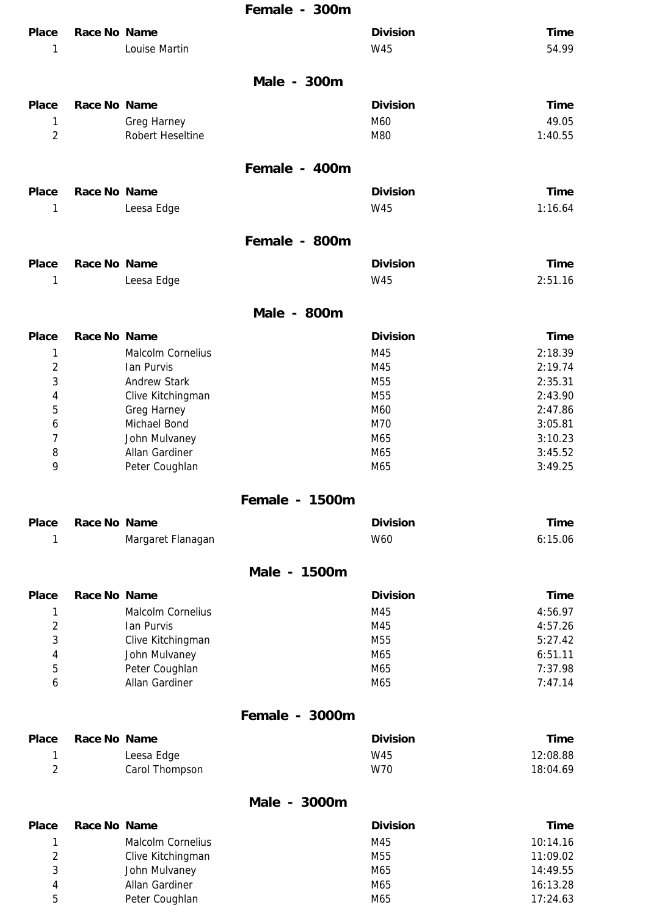## Female - 300m

| Place | Race No | Name | Division | Time |
| --- | --- | --- | --- | --- |
| 1 | | Louise Martin | W45 | 54.99 |

## Male - 300m

| Place | Race No | Name | Division | Time |
| --- | --- | --- | --- | --- |
| 1 | | Greg Harney | M60 | 49.05 |
| 2 | | Robert Heseltine | M80 | 1:40.55 |

## Female - 400m

| Place | Race No | Name | Division | Time |
| --- | --- | --- | --- | --- |
| 1 | | Leesa Edge | W45 | 1:16.64 |

## Female - 800m

| Place | Race No | Name | Division | Time |
| --- | --- | --- | --- | --- |
| 1 | | Leesa Edge | W45 | 2:51.16 |

## Male - 800m

| Place | Race No | Name | Division | Time |
| --- | --- | --- | --- | --- |
| 1 | | Malcolm Cornelius | M45 | 2:18.39 |
| 2 | | Ian Purvis | M45 | 2:19.74 |
| 3 | | Andrew Stark | M55 | 2:35.31 |
| 4 | | Clive Kitchingman | M55 | 2:43.90 |
| 5 | | Greg Harney | M60 | 2:47.86 |
| 6 | | Michael Bond | M70 | 3:05.81 |
| 7 | | John Mulvaney | M65 | 3:10.23 |
| 8 | | Allan Gardiner | M65 | 3:45.52 |
| 9 | | Peter Coughlan | M65 | 3:49.25 |

## Female - 1500m

| Place | Race No | Name | Division | Time |
| --- | --- | --- | --- | --- |
| 1 | | Margaret Flanagan | W60 | 6:15.06 |

## Male - 1500m

| Place | Race No | Name | Division | Time |
| --- | --- | --- | --- | --- |
| 1 | | Malcolm Cornelius | M45 | 4:56.97 |
| 2 | | Ian Purvis | M45 | 4:57.26 |
| 3 | | Clive Kitchingman | M55 | 5:27.42 |
| 4 | | John Mulvaney | M65 | 6:51.11 |
| 5 | | Peter Coughlan | M65 | 7:37.98 |
| 6 | | Allan Gardiner | M65 | 7:47.14 |

## Female - 3000m

| Place | Race No | Name | Division | Time |
| --- | --- | --- | --- | --- |
| 1 | | Leesa Edge | W45 | 12:08.88 |
| 2 | | Carol Thompson | W70 | 18:04.69 |

## Male - 3000m

| Place | Race No | Name | Division | Time |
| --- | --- | --- | --- | --- |
| 1 | | Malcolm Cornelius | M45 | 10:14.16 |
| 2 | | Clive Kitchingman | M55 | 11:09.02 |
| 3 | | John Mulvaney | M65 | 14:49.55 |
| 4 | | Allan Gardiner | M65 | 16:13.28 |
| 5 | | Peter Coughlan | M65 | 17:24.63 |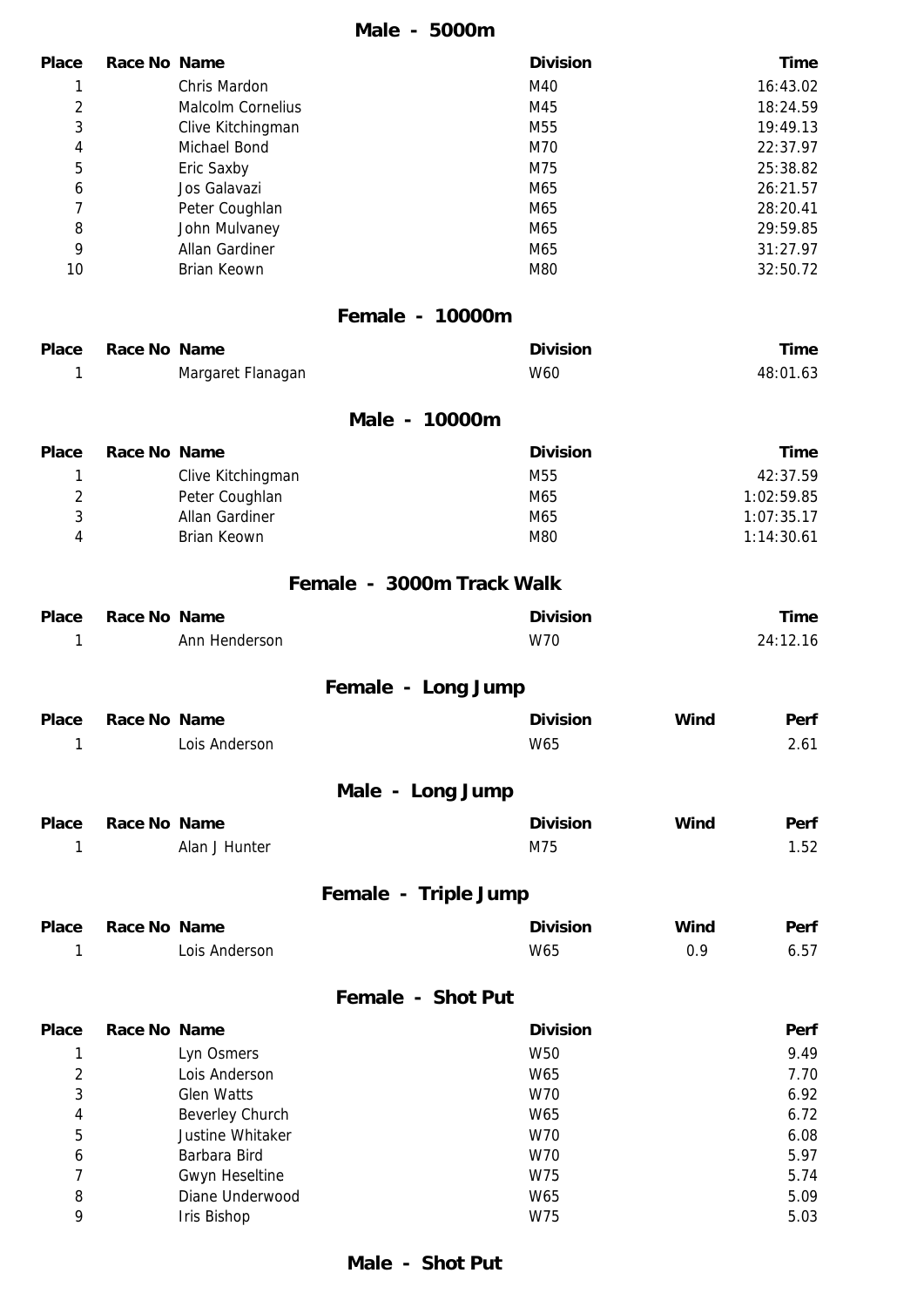## Male - 5000m

| Place | Race No | Name | Division | Time |
|---|---|---|---|---|
| 1 | | Chris Mardon | M40 | 16:43.02 |
| 2 | | Malcolm Cornelius | M45 | 18:24.59 |
| 3 | | Clive Kitchingman | M55 | 19:49.13 |
| 4 | | Michael Bond | M70 | 22:37.97 |
| 5 | | Eric Saxby | M75 | 25:38.82 |
| 6 | | Jos Galavazi | M65 | 26:21.57 |
| 7 | | Peter Coughlan | M65 | 28:20.41 |
| 8 | | John Mulvaney | M65 | 29:59.85 |
| 9 | | Allan Gardiner | M65 | 31:27.97 |
| 10 | | Brian Keown | M80 | 32:50.72 |

## Female - 10000m

| Place | Race No | Name | Division | Time |
|---|---|---|---|---|
| 1 | | Margaret Flanagan | W60 | 48:01.63 |

## Male - 10000m

| Place | Race No | Name | Division | Time |
|---|---|---|---|---|
| 1 | | Clive Kitchingman | M55 | 42:37.59 |
| 2 | | Peter Coughlan | M65 | 1:02:59.85 |
| 3 | | Allan Gardiner | M65 | 1:07:35.17 |
| 4 | | Brian Keown | M80 | 1:14:30.61 |

## Female - 3000m Track Walk

| Place | Race No | Name | Division | Time |
|---|---|---|---|---|
| 1 | | Ann Henderson | W70 | 24:12.16 |

## Female - Long Jump

| Place | Race No | Name | Division | Wind | Perf |
|---|---|---|---|---|---|
| 1 | | Lois Anderson | W65 | | 2.61 |

## Male - Long Jump

| Place | Race No | Name | Division | Wind | Perf |
|---|---|---|---|---|---|
| 1 | | Alan J Hunter | M75 | | 1.52 |

## Female - Triple Jump

| Place | Race No | Name | Division | Wind | Perf |
|---|---|---|---|---|---|
| 1 | | Lois Anderson | W65 | 0.9 | 6.57 |

## Female - Shot Put

| Place | Race No | Name | Division | Perf |
|---|---|---|---|---|
| 1 | | Lyn Osmers | W50 | 9.49 |
| 2 | | Lois Anderson | W65 | 7.70 |
| 3 | | Glen Watts | W70 | 6.92 |
| 4 | | Beverley Church | W65 | 6.72 |
| 5 | | Justine Whitaker | W70 | 6.08 |
| 6 | | Barbara Bird | W70 | 5.97 |
| 7 | | Gwyn Heseltine | W75 | 5.74 |
| 8 | | Diane Underwood | W65 | 5.09 |
| 9 | | Iris Bishop | W75 | 5.03 |

## Male - Shot Put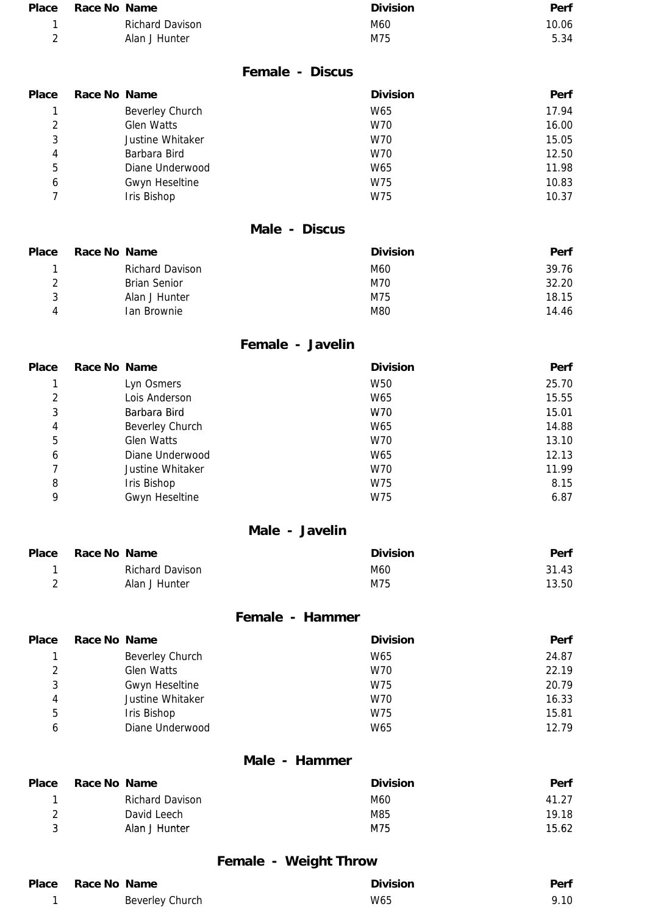| Place | Race No | Name | Division | Perf |
|---|---|---|---|---|
| 1 | | Richard Davison | M60 | 10.06 |
| 2 | | Alan J Hunter | M75 | 5.34 |

### Female - Discus

| Place | Race No | Name | Division | Perf |
|---|---|---|---|---|
| 1 | | Beverley Church | W65 | 17.94 |
| 2 | | Glen Watts | W70 | 16.00 |
| 3 | | Justine Whitaker | W70 | 15.05 |
| 4 | | Barbara Bird | W70 | 12.50 |
| 5 | | Diane Underwood | W65 | 11.98 |
| 6 | | Gwyn Heseltine | W75 | 10.83 |
| 7 | | Iris Bishop | W75 | 10.37 |

### Male - Discus

| Place | Race No | Name | Division | Perf |
|---|---|---|---|---|
| 1 | | Richard Davison | M60 | 39.76 |
| 2 | | Brian Senior | M70 | 32.20 |
| 3 | | Alan J Hunter | M75 | 18.15 |
| 4 | | Ian Brownie | M80 | 14.46 |

### Female - Javelin

| Place | Race No | Name | Division | Perf |
|---|---|---|---|---|
| 1 | | Lyn Osmers | W50 | 25.70 |
| 2 | | Lois Anderson | W65 | 15.55 |
| 3 | | Barbara Bird | W70 | 15.01 |
| 4 | | Beverley Church | W65 | 14.88 |
| 5 | | Glen Watts | W70 | 13.10 |
| 6 | | Diane Underwood | W65 | 12.13 |
| 7 | | Justine Whitaker | W70 | 11.99 |
| 8 | | Iris Bishop | W75 | 8.15 |
| 9 | | Gwyn Heseltine | W75 | 6.87 |

### Male - Javelin

| Place | Race No | Name | Division | Perf |
|---|---|---|---|---|
| 1 | | Richard Davison | M60 | 31.43 |
| 2 | | Alan J Hunter | M75 | 13.50 |

### Female - Hammer

| Place | Race No | Name | Division | Perf |
|---|---|---|---|---|
| 1 | | Beverley Church | W65 | 24.87 |
| 2 | | Glen Watts | W70 | 22.19 |
| 3 | | Gwyn Heseltine | W75 | 20.79 |
| 4 | | Justine Whitaker | W70 | 16.33 |
| 5 | | Iris Bishop | W75 | 15.81 |
| 6 | | Diane Underwood | W65 | 12.79 |

### Male - Hammer

| Place | Race No | Name | Division | Perf |
|---|---|---|---|---|
| 1 | | Richard Davison | M60 | 41.27 |
| 2 | | David Leech | M85 | 19.18 |
| 3 | | Alan J Hunter | M75 | 15.62 |

### Female - Weight Throw

| Place | Race No | Name | Division | Perf |
|---|---|---|---|---|
| 1 | | Beverley Church | W65 | 9.10 |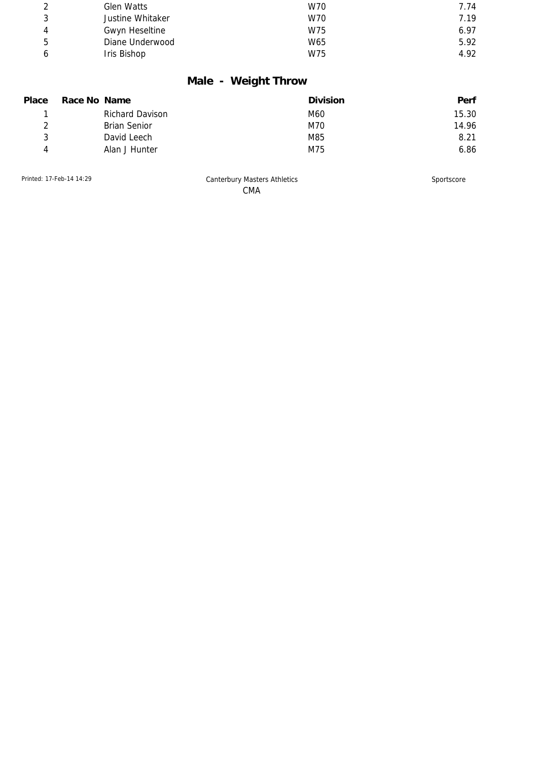| | | | | |
|---|---|---|---|---|
| 2 | | Glen Watts | W70 | 7.74 |
| 3 | | Justine Whitaker | W70 | 7.19 |
| 4 | | Gwyn Heseltine | W75 | 6.97 |
| 5 | | Diane Underwood | W65 | 5.92 |
| 6 | | Iris Bishop | W75 | 4.92 |

## Male - Weight Throw

| Place | Race No | Name | Division | Perf |
|---|---|---|---|---|
| 1 | | Richard Davison | M60 | 15.30 |
| 2 | | Brian Senior | M70 | 14.96 |
| 3 | | David Leech | M85 | 8.21 |
| 4 | | Alan J Hunter | M75 | 6.86 |